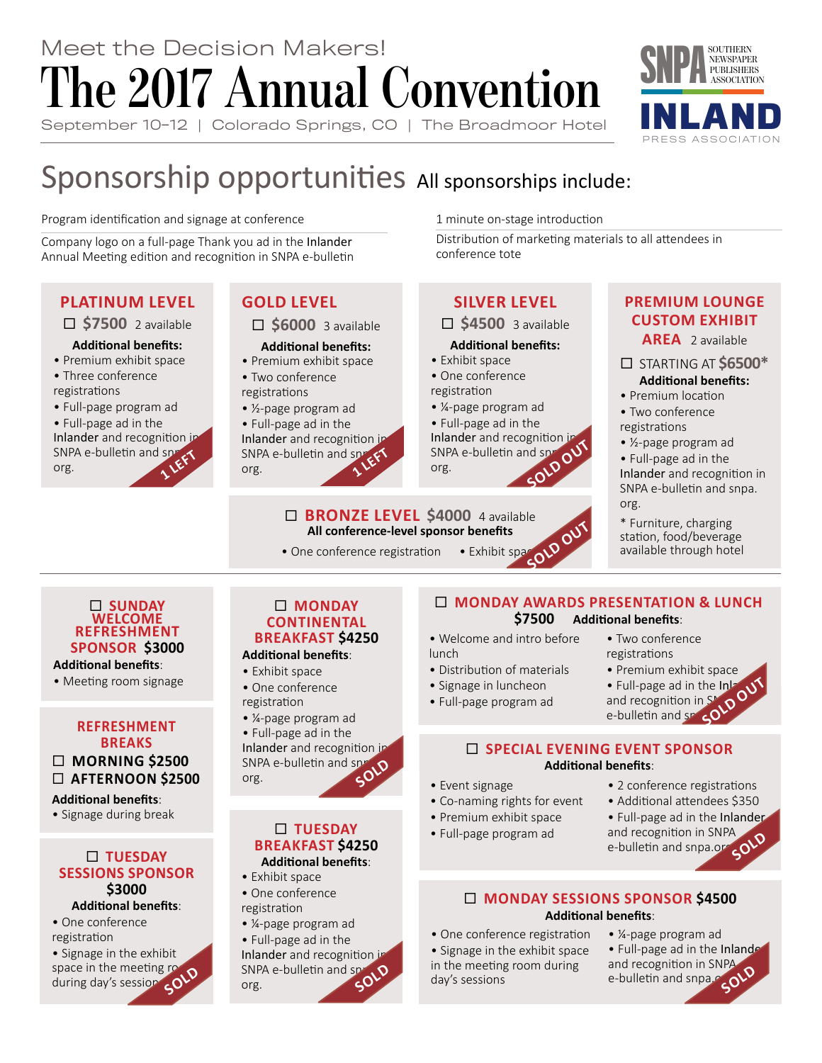Meet the Decision Makers!

# The 2017 Annual Convention

September 10–12 | Colorado Springs, CO | The Broadmoor Hotel

SNPA Southern Newspaper Publishers Association

INLAND Press Association

## Sponsorship opportunities

All sponsorships include:

- Program identification and signage at conference
- Company logo on a full-page Thank you ad in the Inlander Annual Meeting edition and recognition in SNPA e-bulletin
- 1 minute on-stage introduction
- Distribution of marketing materials to all attendees in conference tote

### PLATINUM LEVEL

☐ **$7500** 2 available

**Additional benefits:**

- Premium exhibit space
- Three conference registrations
- Full-page program ad
- Full-page ad in the Inlander and recognition in SNPA e-bulletin and snpa.org.

1 LEFT

### GOLD LEVEL

☐ **$6000** 3 available

**Additional benefits:**

- Premium exhibit space
- Two conference registrations
- ½-page program ad
- Full-page ad in the Inlander and recognition in SNPA e-bulletin and snpa.org.

1 LEFT

### SILVER LEVEL

☐ **$4500** 3 available

**Additional benefits:**

- Exhibit space
- One conference registration
- ¼-page program ad
- Full-page ad in the Inlander and recognition in SNPA e-bulletin and snpa.org.

SOLD OUT

### PREMIUM LOUNGE CUSTOM EXHIBIT AREA

2 available

☐ STARTING AT **$6500***

**Additional benefits:**

- Premium location
- Two conference registrations
- ½-page program ad
- Full-page ad in the Inlander and recognition in SNPA e-bulletin and snpa.org.

* Furniture, charging station, food/beverage available through hotel

### ☐ BRONZE LEVEL $4000

4 available

**All conference-level sponsor benefits**

- One conference registration
- Exhibit space

SOLD OUT

### ☐ SUNDAY WELCOME REFRESHMENT SPONSOR $3000

**Additional benefits**:

- Meeting room signage

### REFRESHMENT BREAKS

☐ **MORNING $2500**

☐ **AFTERNOON $2500**

**Additional benefits**:

- Signage during break

### ☐ TUESDAY SESSIONS SPONSOR $3000

**Additional benefits**:

- One conference registration
- Signage in the exhibit space in the meeting room during day's sessions

SOLD

### ☐ MONDAY CONTINENTAL BREAKFAST $4250

**Additional benefits**:

- Exhibit space
- One conference registration
- ¼-page program ad
- Full-page ad in the Inlander and recognition in SNPA e-bulletin and snpa.org.

SOLD

### ☐ TUESDAY BREAKFAST $4250

**Additional benefits**:

- Exhibit space
- One conference registration
- ¼-page program ad
- Full-page ad in the Inlander and recognition in SNPA e-bulletin and snpa.org.

SOLD

### ☐ MONDAY AWARDS PRESENTATION & LUNCH

**$7500** **Additional benefits**:

- Welcome and intro before lunch
- Distribution of materials
- Signage in luncheon
- Full-page program ad
- Two conference registrations
- Premium exhibit space
- Full-page ad in the Inlander and recognition in SNPA e-bulletin and snpa.org.

SOLD OUT

### ☐ SPECIAL EVENING EVENT SPONSOR

**Additional benefits**:

- Event signage
- Co-naming rights for event
- Premium exhibit space
- Full-page program ad
- 2 conference registrations
- Additional attendees $350
- Full-page ad in the Inlander and recognition in SNPA e-bulletin and snpa.org.

SOLD

### ☐ MONDAY SESSIONS SPONSOR $4500

**Additional benefits**:

- One conference registration
- Signage in the exhibit space in the meeting room during day's sessions
- ¼-page program ad
- Full-page ad in the Inlander and recognition in SNPA e-bulletin and snpa.org.

SOLD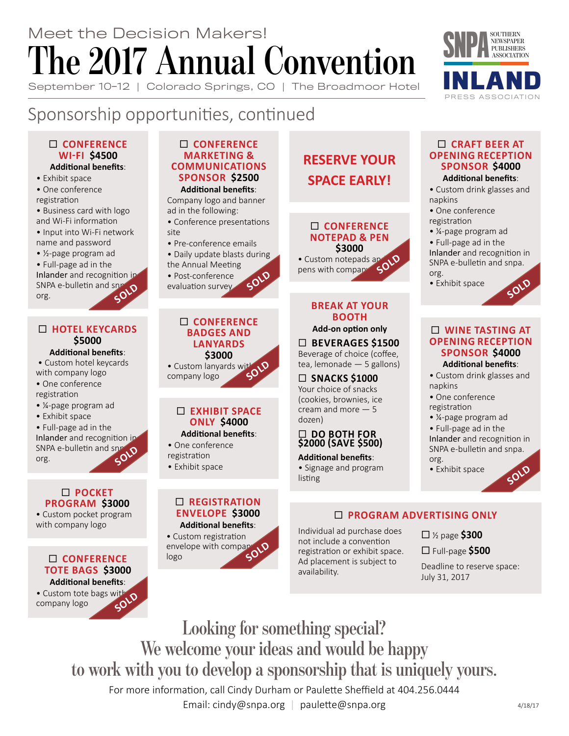Meet the Decision Makers!

# The 2017 Annual Convention

September 10–12 | Colorado Springs, CO | The Broadmoor Hotel

SNPA SOUTHERN NEWSPAPER PUBLISHERS ASSOCIATION

INLAND PRESS ASSOCIATION

## Sponsorship opportunities, continued

### ☐ CONFERENCE WI-FI $4500

**Additional benefits**:

- Exhibit space
- One conference registration
- Business card with logo and Wi-Fi information
- Input into Wi-Fi network name and password
- ½-page program ad
- Full-page ad in the Inlander and recognition in SNPA e-bulletin and snpa.org.

SOLD

### ☐ HOTEL KEYCARDS $5000

**Additional benefits**:

- Custom hotel keycards with company logo
- One conference registration
- ¼-page program ad
- Exhibit space
- Full-page ad in the Inlander and recognition in SNPA e-bulletin and snpa.org.

SOLD

### ☐ POCKET PROGRAM $3000

- Custom pocket program with company logo

### ☐ CONFERENCE TOTE BAGS $3000

**Additional benefits**:

- Custom tote bags with company logo

SOLD

### ☐ CONFERENCE MARKETING & COMMUNICATIONS SPONSOR $2500

**Additional benefits**:

Company logo and banner ad in the following:

- Conference presentations site
- Pre-conference emails
- Daily update blasts during the Annual Meeting
- Post-conference evaluation survey

SOLD

### ☐ CONFERENCE BADGES AND LANYARDS $3000

- Custom lanyards with company logo

SOLD

### ☐ EXHIBIT SPACE ONLY $4000

**Additional benefits**:

- One conference registration
- Exhibit space

### ☐ REGISTRATION ENVELOPE $3000

**Additional benefits**:

- Custom registration envelope with company logo

SOLD

## RESERVE YOUR SPACE EARLY!

### ☐ CONFERENCE NOTEPAD & PEN $3000

- Custom notepads and pens with company logo

SOLD

### BREAK AT YOUR BOOTH

**Add-on option only**

**☐ BEVERAGES $1500**

Beverage of choice (coffee, tea, lemonade — 5 gallons)

**☐ SNACKS $1000**

Your choice of snacks (cookies, brownies, ice cream and more — 5 dozen)

**☐ DO BOTH FOR $2000 (SAVE $500)**

**Additional benefits**:

- Signage and program listing

### ☐ CRAFT BEER AT OPENING RECEPTION SPONSOR $4000

**Additional benefits**:

- Custom drink glasses and napkins
- One conference registration
- ¼-page program ad
- Full-page ad in the Inlander and recognition in SNPA e-bulletin and snpa.org.
- Exhibit space

SOLD

### ☐ WINE TASTING AT OPENING RECEPTION SPONSOR $4000

**Additional benefits**:

- Custom drink glasses and napkins
- One conference registration
- ¼-page program ad
- Full-page ad in the Inlander and recognition in SNPA e-bulletin and snpa.org.
- Exhibit space

SOLD

### ☐ PROGRAM ADVERTISING ONLY

Individual ad purchase does not include a convention registration or exhibit space. Ad placement is subject to availability.

☐ ½ page **$300**

☐ Full-page **$500**

Deadline to reserve space: July 31, 2017

## Looking for something special? We welcome your ideas and would be happy to work with you to develop a sponsorship that is uniquely yours.

For more information, call Cindy Durham or Paulette Sheffield at 404.256.0444

Email: cindy@snpa.org | paulette@snpa.org

4/18/17